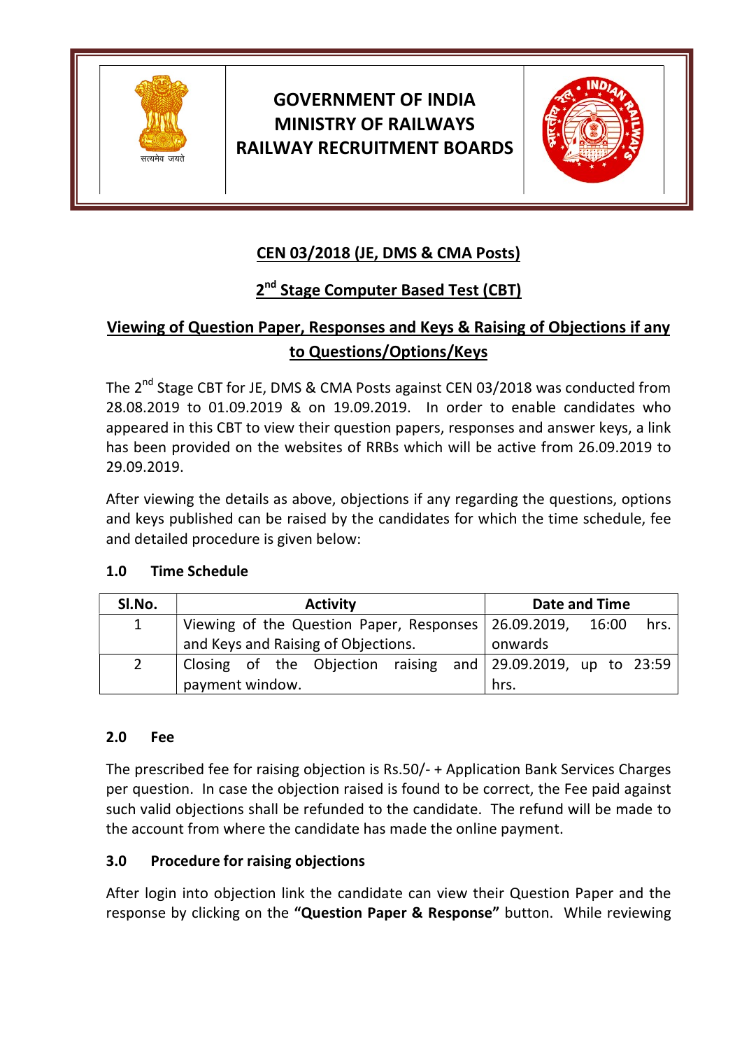# GOVERNMENT OF INDIA
# MINISTRY OF RAILWAYS
# RAILWAY RECRUITMENT BOARDS

## CEN 03/2018 (JE, DMS & CMA Posts)

## 2nd Stage Computer Based Test (CBT)

## Viewing of Question Paper, Responses and Keys & Raising of Objections if any to Questions/Options/Keys

The 2nd Stage CBT for JE, DMS & CMA Posts against CEN 03/2018 was conducted from 28.08.2019 to 01.09.2019 & on 19.09.2019. In order to enable candidates who appeared in this CBT to view their question papers, responses and answer keys, a link has been provided on the websites of RRBs which will be active from 26.09.2019 to 29.09.2019.

After viewing the details as above, objections if any regarding the questions, options and keys published can be raised by the candidates for which the time schedule, fee and detailed procedure is given below:

### 1.0 Time Schedule

| Sl.No. | Activity | Date and Time |
|---|---|---|
| 1 | Viewing of the Question Paper, Responses and Keys and Raising of Objections. | 26.09.2019, 16:00 hrs. onwards |
| 2 | Closing of the Objection raising and payment window. | 29.09.2019, up to 23:59 hrs. |

### 2.0 Fee

The prescribed fee for raising objection is Rs.50/- + Application Bank Services Charges per question. In case the objection raised is found to be correct, the Fee paid against such valid objections shall be refunded to the candidate. The refund will be made to the account from where the candidate has made the online payment.

### 3.0 Procedure for raising objections

After login into objection link the candidate can view their Question Paper and the response by clicking on the **"Question Paper & Response"** button. While reviewing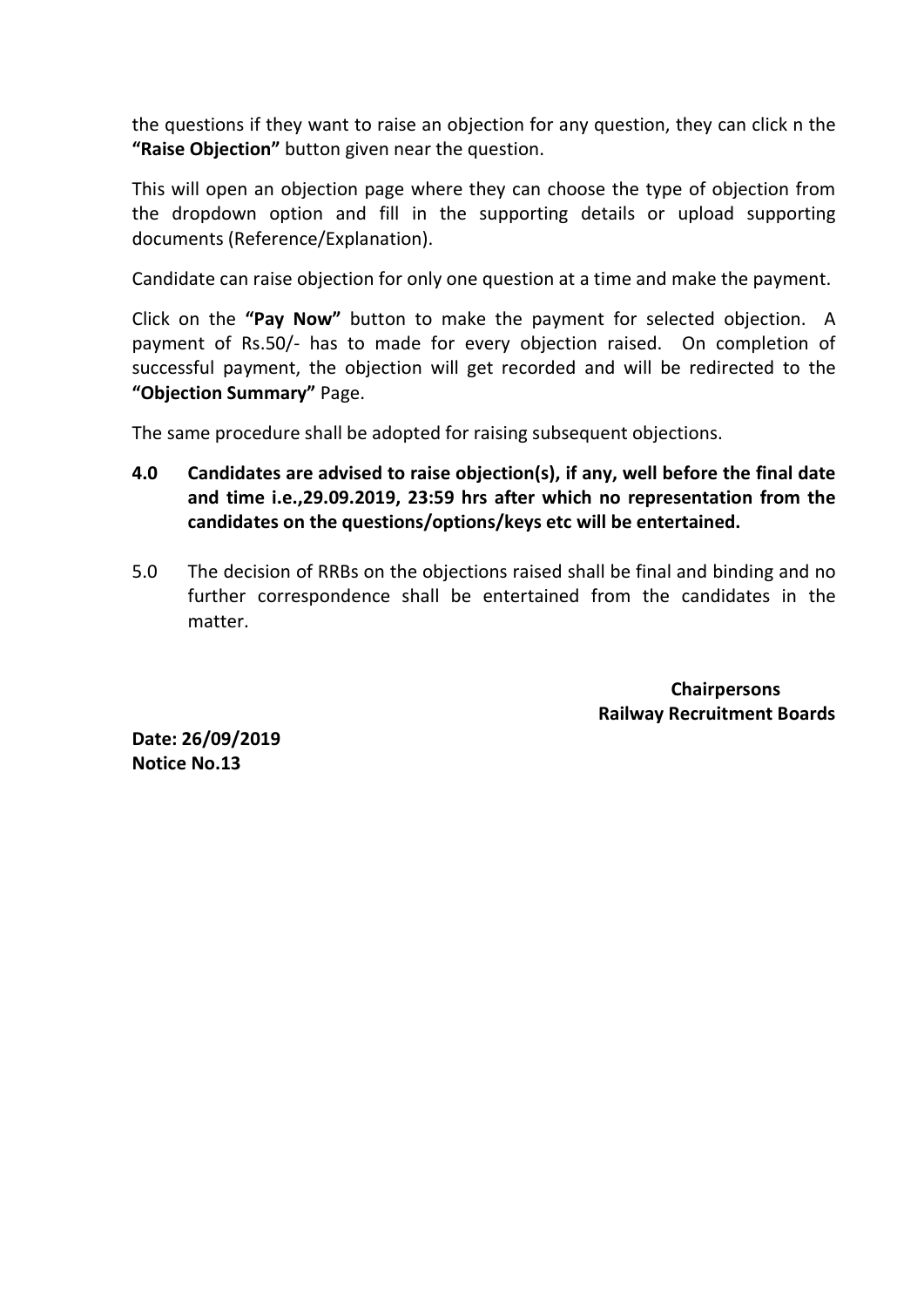the questions if they want to raise an objection for any question, they can click n the **"Raise Objection"** button given near the question.

This will open an objection page where they can choose the type of objection from the dropdown option and fill in the supporting details or upload supporting documents (Reference/Explanation).

Candidate can raise objection for only one question at a time and make the payment.

Click on the **"Pay Now"** button to make the payment for selected objection. A payment of Rs.50/- has to made for every objection raised. On completion of successful payment, the objection will get recorded and will be redirected to the **"Objection Summary"** Page.

The same procedure shall be adopted for raising subsequent objections.

**4.0 Candidates are advised to raise objection(s), if any, well before the final date and time i.e.,29.09.2019, 23:59 hrs after which no representation from the candidates on the questions/options/keys etc will be entertained.**

5.0 The decision of RRBs on the objections raised shall be final and binding and no further correspondence shall be entertained from the candidates in the matter.

**Chairpersons**
**Railway Recruitment Boards**

**Date: 26/09/2019**
**Notice No.13**